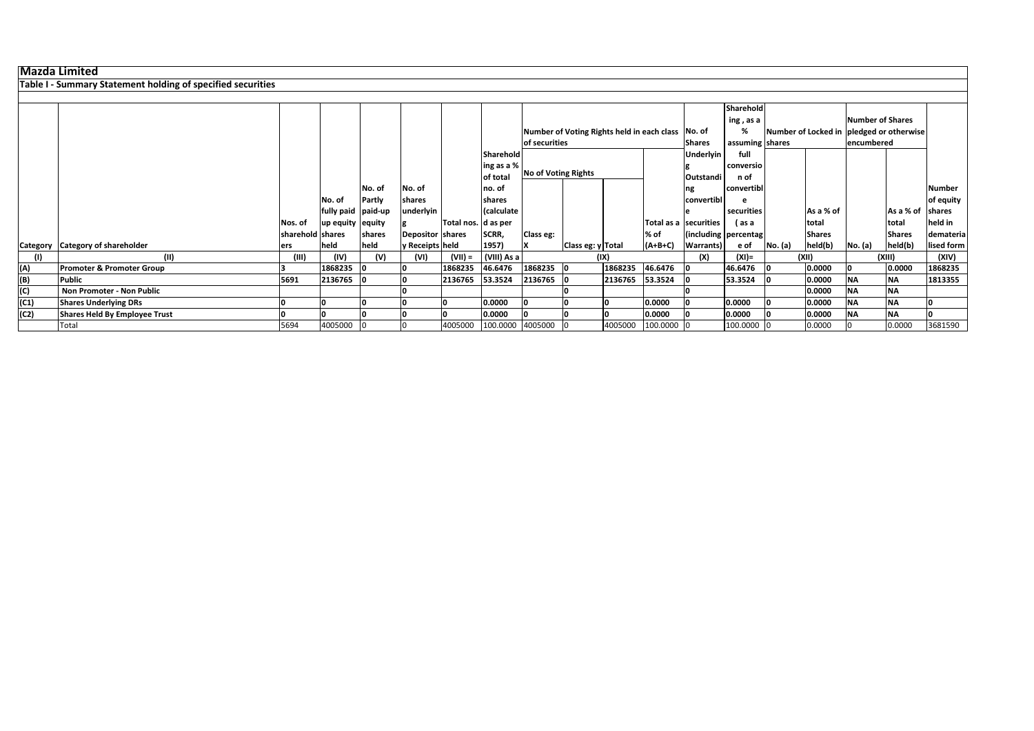## Mazda Limited

### Table I - Summary Statement holding of specified securities

| Category | Category of shareholder | Nos. of shareholders | No. of fully paid up equity shares held | No. of Partly paid-up equity shares held | No. of shares underlying Depository Receipts | Total nos. shares held | Shareholding as a % of total no. of shares (calculated as per SCRR, 1957) | Number of Voting Rights held in each class of securities | | | | No. of Shares Underlying Outstanding convertible securities (including Warrants) | Shareholding , as a % assuming full conversion of convertible securities ( as a percentage of | Number of Locked in shares | | Number of Shares pledged or otherwise encumbered | | Number of equity shares held in dematerialised form |
|---|---|---|---|---|---|---|---|---|---|---|---|---|---|---|---|---|---|---|
| | | | | | | | | No of Voting Rights | | | Total as a % of (A+B+C) | | | No. (a) | As a % of total Shares held(b) | No. (a) | As a % of total Shares held(b) | |
| | | | | | | | | Class eg: X | Class eg: y | Total | | | | | | | | |
| (I) | (II) | (III) | (IV) | (V) | (VI) | (VII) = | (VIII) As a | (IX) | | | | (X) | (XI)= | (XII) | | (XIII) | | (XIV) |
| (A) | **Promoter & Promoter Group** | **3** | **1868235** | **0** | **0** | **1868235** | **46.6476** | **1868235** | **0** | **1868235** | **46.6476** | **0** | **46.6476** | **0** | **0.0000** | **0** | **0.0000** | **1868235** |
| (B) | **Public** | **5691** | **2136765** | **0** | **0** | **2136765** | **53.3524** | **2136765** | **0** | **2136765** | **53.3524** | **0** | **53.3524** | **0** | **0.0000** | **NA** | **NA** | **1813355** |
| (C) | **Non Promoter - Non Public** | | | | **0** | | | | **0** | | | **0** | | | **0.0000** | **NA** | **NA** | |
| (C1) | **Shares Underlying DRs** | **0** | **0** | **0** | **0** | **0** | **0.0000** | **0** | **0** | **0** | **0.0000** | **0** | **0.0000** | **0** | **0.0000** | **NA** | **NA** | **0** |
| (C2) | **Shares Held By Employee Trust** | **0** | **0** | **0** | **0** | **0** | **0.0000** | **0** | **0** | **0** | **0.0000** | **0** | **0.0000** | **0** | **0.0000** | **NA** | **NA** | **0** |
| | Total | 5694 | 4005000 | 0 | 0 | 4005000 | 100.0000 | 4005000 | 0 | 4005000 | 100.0000 | 0 | 100.0000 | 0 | 0.0000 | 0 | 0.0000 | 3681590 |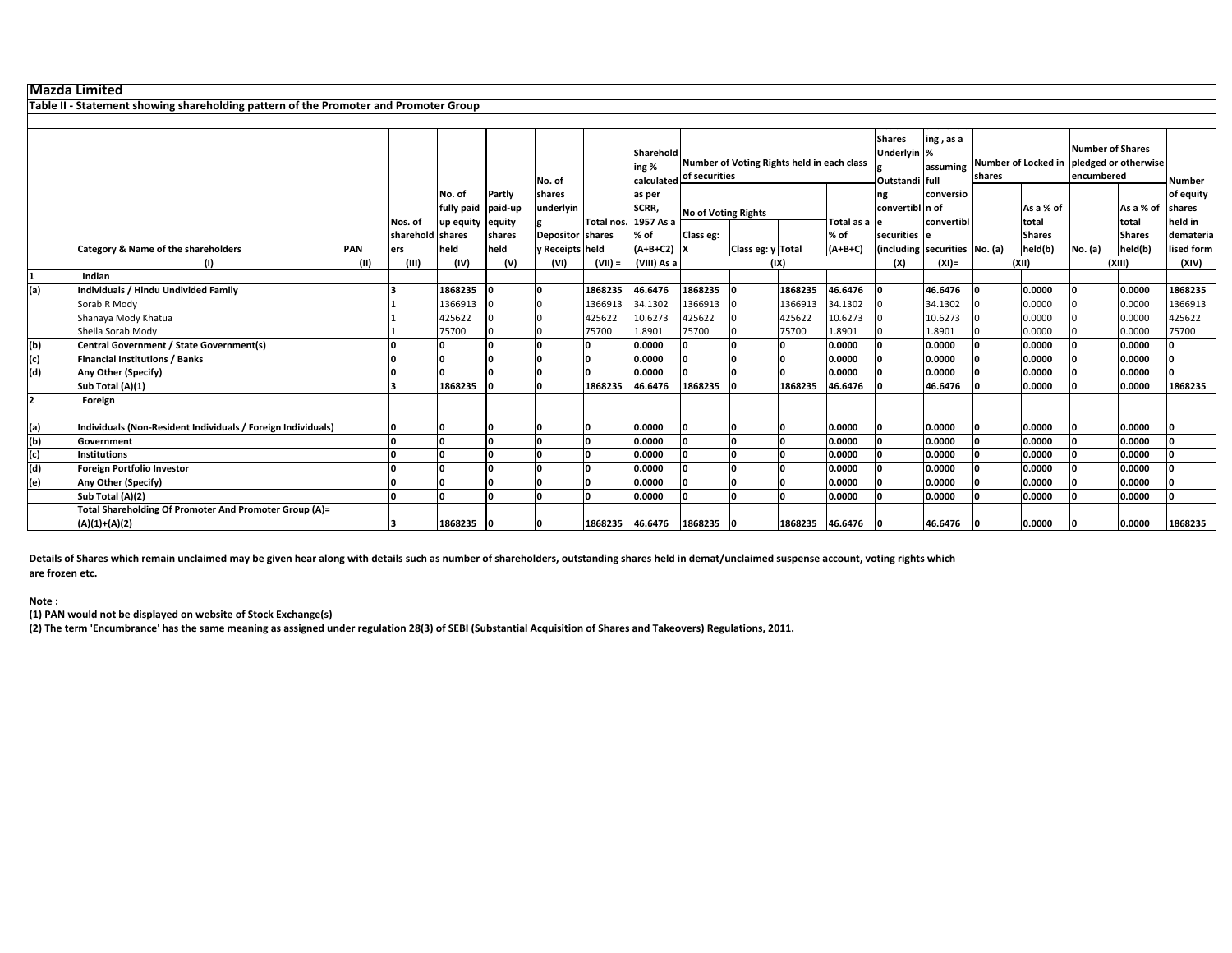# Mazda Limited

## Table II - Statement showing shareholding pattern of the Promoter and Promoter Group

| | Category & Name of the shareholders | PAN | Nos. of shareholders | No. of fully paid up equity shares held | Partly paid-up equity shares held | No. of shares underlying Depository Receipts | Total nos. shares held | Shareholding % calculated as per SCRR, 1957 As a % of (A+B+C2) | Number of Voting Rights held in each class of securities | | | | Shares Underlying Outstanding convertible securities (including | Shareholding , as a % assuming full conversion of convertible securities | Number of Locked in shares | | Number of Shares pledged or otherwise encumbered | | Number of equity shares held in dematerialised form |
|---|---|---|---|---|---|---|---|---|---|---|---|---|---|---|---|---|---|---|---|
| | | | | | | | | | No of Voting Rights | | | Total as a % of (A+B+C) | | | No. (a) | As a % of total Shares held(b) | No. (a) | As a % of total Shares held(b) | |
| | | | | | | | | | Class eg: X | Class eg: y | Total | | | | | | | | |
| | (I) | (II) | (III) | (IV) | (V) | (VI) | (VII) = | (VIII) As a | (IX) | | | | (X) | (XI)= | (XII) | | (XIII) | | (XIV) |
| 1 | Indian | | | | | | | | | | | | | | | | | | |
| (a) | **Individuals / Hindu Undivided Family** | | **3** | **1868235** | **0** | **0** | **1868235** | **46.6476** | **1868235** | **0** | **1868235** | **46.6476** | **0** | **46.6476** | **0** | **0.0000** | **0** | **0.0000** | **1868235** |
| | Sorab R Mody | | 1 | 1366913 | 0 | 0 | 1366913 | 34.1302 | 1366913 | 0 | 1366913 | 34.1302 | 0 | 34.1302 | 0 | 0.0000 | 0 | 0.0000 | 1366913 |
| | Shanaya Mody Khatua | | 1 | 425622 | 0 | 0 | 425622 | 10.6273 | 425622 | 0 | 425622 | 10.6273 | 0 | 10.6273 | 0 | 0.0000 | 0 | 0.0000 | 425622 |
| | Sheila Sorab Mody | | 1 | 75700 | 0 | 0 | 75700 | 1.8901 | 75700 | 0 | 75700 | 1.8901 | 0 | 1.8901 | 0 | 0.0000 | 0 | 0.0000 | 75700 |
| (b) | **Central Government / State Government(s)** | | **0** | **0** | **0** | **0** | **0** | **0.0000** | **0** | **0** | **0** | **0.0000** | **0** | **0.0000** | **0** | **0.0000** | **0** | **0.0000** | **0** |
| (c) | **Financial Institutions / Banks** | | **0** | **0** | **0** | **0** | **0** | **0.0000** | **0** | **0** | **0** | **0.0000** | **0** | **0.0000** | **0** | **0.0000** | **0** | **0.0000** | **0** |
| (d) | **Any Other (Specify)** | | **0** | **0** | **0** | **0** | **0** | **0.0000** | **0** | **0** | **0** | **0.0000** | **0** | **0.0000** | **0** | **0.0000** | **0** | **0.0000** | **0** |
| | **Sub Total (A)(1)** | | **3** | **1868235** | **0** | **0** | **1868235** | **46.6476** | **1868235** | **0** | **1868235** | **46.6476** | **0** | **46.6476** | **0** | **0.0000** | **0** | **0.0000** | **1868235** |
| 2 | Foreign | | | | | | | | | | | | | | | | | | |
| (a) | **Individuals (Non-Resident Individuals / Foreign Individuals)** | | **0** | **0** | **0** | **0** | **0** | **0.0000** | **0** | **0** | **0** | **0.0000** | **0** | **0.0000** | **0** | **0.0000** | **0** | **0.0000** | **0** |
| (b) | **Government** | | **0** | **0** | **0** | **0** | **0** | **0.0000** | **0** | **0** | **0** | **0.0000** | **0** | **0.0000** | **0** | **0.0000** | **0** | **0.0000** | **0** |
| (c) | **Institutions** | | **0** | **0** | **0** | **0** | **0** | **0.0000** | **0** | **0** | **0** | **0.0000** | **0** | **0.0000** | **0** | **0.0000** | **0** | **0.0000** | **0** |
| (d) | **Foreign Portfolio Investor** | | **0** | **0** | **0** | **0** | **0** | **0.0000** | **0** | **0** | **0** | **0.0000** | **0** | **0.0000** | **0** | **0.0000** | **0** | **0.0000** | **0** |
| (e) | **Any Other (Specify)** | | **0** | **0** | **0** | **0** | **0** | **0.0000** | **0** | **0** | **0** | **0.0000** | **0** | **0.0000** | **0** | **0.0000** | **0** | **0.0000** | **0** |
| | **Sub Total (A)(2)** | | **0** | **0** | **0** | **0** | **0** | **0.0000** | **0** | **0** | **0** | **0.0000** | **0** | **0.0000** | **0** | **0.0000** | **0** | **0.0000** | **0** |
| | **Total Shareholding Of Promoter And Promoter Group (A)= (A)(1)+(A)(2)** | | **3** | **1868235** | **0** | **0** | **1868235** | **46.6476** | **1868235** | **0** | **1868235** | **46.6476** | **0** | **46.6476** | **0** | **0.0000** | **0** | **0.0000** | **1868235** |

**Details of Shares which remain unclaimed may be given hear along with details such as number of shareholders, outstanding shares held in demat/unclaimed suspense account, voting rights which are frozen etc.**

**Note :**

**(1) PAN would not be displayed on website of Stock Exchange(s)**

**(2) The term 'Encumbrance' has the same meaning as assigned under regulation 28(3) of SEBI (Substantial Acquisition of Shares and Takeovers) Regulations, 2011.**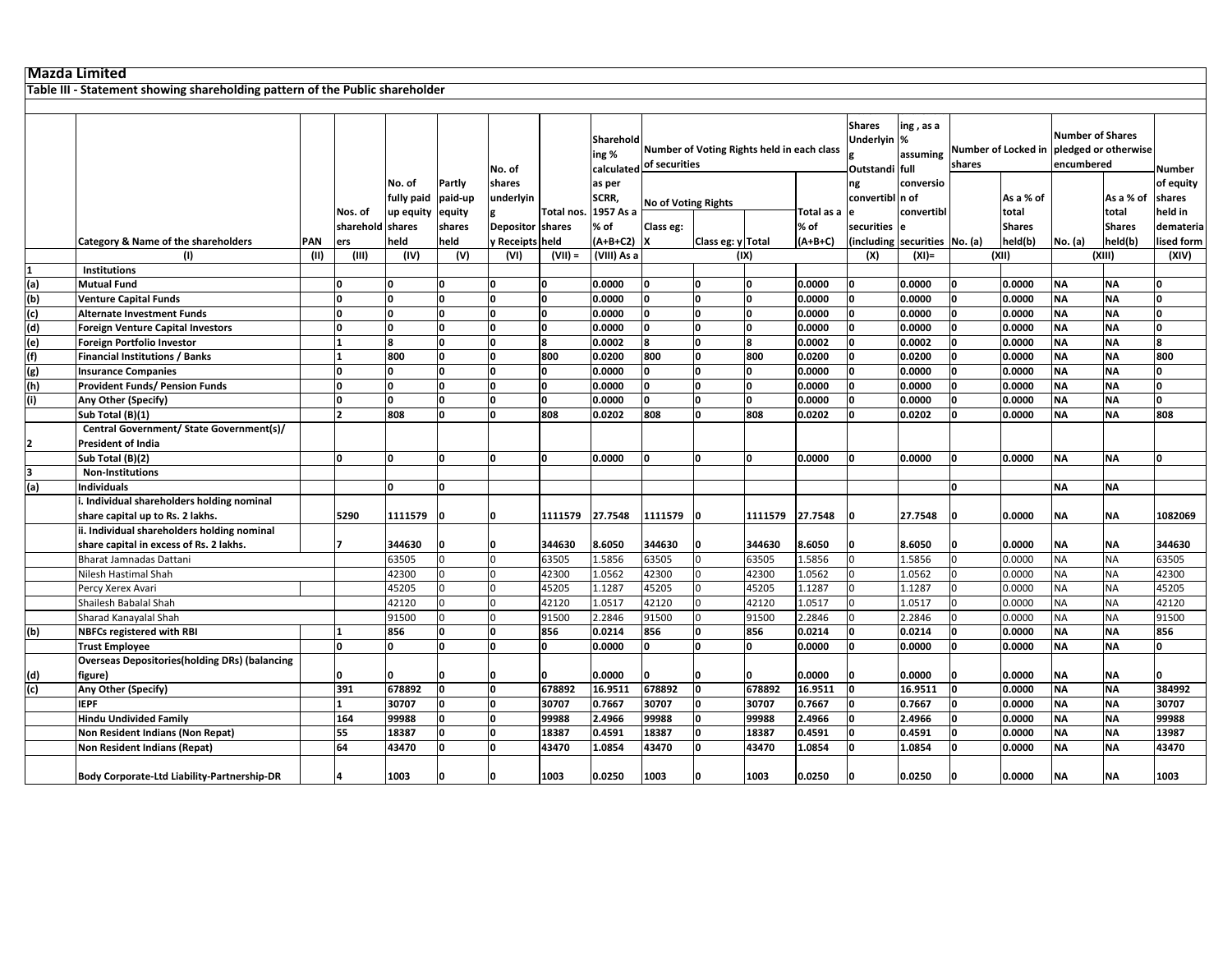# Mazda Limited

## Table III - Statement showing shareholding pattern of the Public shareholder

| | Category & Name of the shareholders | PAN | Nos. of shareholders | No. of fully paid up equity shares held | Partly paid-up equity shares held | No. of shares underlying Depository Receipts | Total nos. shares held | Shareholding % calculated as per SCRR, 1957 As a % of (A+B+C2) | Number of Voting Rights held in each class of securities | | | | Shares Underlying Outstanding convertible securities (including | ing , as a % assuming full conversion of convertible securities | Number of Locked in shares | | Number of Shares pledged or otherwise encumbered | | Number of equity shares held in dematerialised form |
|---|---|---|---|---|---|---|---|---|---|---|---|---|---|---|---|---|---|---|---|
| | | | | | | | | | No of Voting Rights | | | Total as a % of (A+B+C) | | | No. (a) | As a % of total Shares held(b) | No. (a) | As a % of total Shares held(b) | |
| | | | | | | | | | Class eg: X | Class eg: y | Total | | | | | | | | |
| | (I) | (II) | (III) | (IV) | (V) | (VI) | (VII) = | (VIII) As a | (IX) | | | | (X) | (XI)= | (XII) | | (XIII) | | (XIV) |
| 1 | Institutions | | | | | | | | | | | | | | | | | | |
| (a) | Mutual Fund | | 0 | 0 | 0 | 0 | 0 | 0.0000 | 0 | 0 | 0 | 0.0000 | 0 | 0.0000 | 0 | 0.0000 | NA | NA | 0 |
| (b) | Venture Capital Funds | | 0 | 0 | 0 | 0 | 0 | 0.0000 | 0 | 0 | 0 | 0.0000 | 0 | 0.0000 | 0 | 0.0000 | NA | NA | 0 |
| (c) | Alternate Investment Funds | | 0 | 0 | 0 | 0 | 0 | 0.0000 | 0 | 0 | 0 | 0.0000 | 0 | 0.0000 | 0 | 0.0000 | NA | NA | 0 |
| (d) | Foreign Venture Capital Investors | | 0 | 0 | 0 | 0 | 0 | 0.0000 | 0 | 0 | 0 | 0.0000 | 0 | 0.0000 | 0 | 0.0000 | NA | NA | 0 |
| (e) | Foreign Portfolio Investor | | 1 | 8 | 0 | 0 | 8 | 0.0002 | 8 | 0 | 8 | 0.0002 | 0 | 0.0002 | 0 | 0.0000 | NA | NA | 8 |
| (f) | Financial Institutions / Banks | | 1 | 800 | 0 | 0 | 800 | 0.0200 | 800 | 0 | 800 | 0.0200 | 0 | 0.0200 | 0 | 0.0000 | NA | NA | 800 |
| (g) | Insurance Companies | | 0 | 0 | 0 | 0 | 0 | 0.0000 | 0 | 0 | 0 | 0.0000 | 0 | 0.0000 | 0 | 0.0000 | NA | NA | 0 |
| (h) | Provident Funds/ Pension Funds | | 0 | 0 | 0 | 0 | 0 | 0.0000 | 0 | 0 | 0 | 0.0000 | 0 | 0.0000 | 0 | 0.0000 | NA | NA | 0 |
| (i) | Any Other (Specify) | | 0 | 0 | 0 | 0 | 0 | 0.0000 | 0 | 0 | 0 | 0.0000 | 0 | 0.0000 | 0 | 0.0000 | NA | NA | 0 |
| | Sub Total (B)(1) | | 2 | 808 | 0 | 0 | 808 | 0.0202 | 808 | 0 | 808 | 0.0202 | 0 | 0.0202 | 0 | 0.0000 | NA | NA | 808 |
| 2 | Central Government/ State Government(s)/ President of India | | | | | | | | | | | | | | | | | | |
| | Sub Total (B)(2) | | 0 | 0 | 0 | 0 | 0 | 0.0000 | 0 | 0 | 0 | 0.0000 | 0 | 0.0000 | 0 | 0.0000 | NA | NA | 0 |
| 3 | Non-Institutions | | | | | | | | | | | | | | | | | | |
| (a) | Individuals | | | 0 | 0 | | | | | | | | | | 0 | | NA | NA | |
| | i. Individual shareholders holding nominal share capital up to Rs. 2 lakhs. | | 5290 | 1111579 | 0 | 0 | 1111579 | 27.7548 | 1111579 | 0 | 1111579 | 27.7548 | 0 | 27.7548 | 0 | 0.0000 | NA | NA | 1082069 |
| | ii. Individual shareholders holding nominal share capital in excess of Rs. 2 lakhs. | | 7 | 344630 | 0 | 0 | 344630 | 8.6050 | 344630 | 0 | 344630 | 8.6050 | 0 | 8.6050 | 0 | 0.0000 | NA | NA | 344630 |
| | Bharat Jamnadas Dattani | | | 63505 | 0 | 0 | 63505 | 1.5856 | 63505 | 0 | 63505 | 1.5856 | 0 | 1.5856 | 0 | 0.0000 | NA | NA | 63505 |
| | Nilesh Hastimal Shah | | | 42300 | 0 | 0 | 42300 | 1.0562 | 42300 | 0 | 42300 | 1.0562 | 0 | 1.0562 | 0 | 0.0000 | NA | NA | 42300 |
| | Percy Xerex Avari | | | 45205 | 0 | 0 | 45205 | 1.1287 | 45205 | 0 | 45205 | 1.1287 | 0 | 1.1287 | 0 | 0.0000 | NA | NA | 45205 |
| | Shailesh Babalal Shah | | | 42120 | 0 | 0 | 42120 | 1.0517 | 42120 | 0 | 42120 | 1.0517 | 0 | 1.0517 | 0 | 0.0000 | NA | NA | 42120 |
| | Sharad Kanayalal Shah | | | 91500 | 0 | 0 | 91500 | 2.2846 | 91500 | 0 | 91500 | 2.2846 | 0 | 2.2846 | 0 | 0.0000 | NA | NA | 91500 |
| (b) | NBFCs registered with RBI | | 1 | 856 | 0 | 0 | 856 | 0.0214 | 856 | 0 | 856 | 0.0214 | 0 | 0.0214 | 0 | 0.0000 | NA | NA | 856 |
| | Trust Employee | | 0 | 0 | 0 | 0 | 0 | 0.0000 | 0 | 0 | 0 | 0.0000 | 0 | 0.0000 | 0 | 0.0000 | NA | NA | 0 |
| (d) | Overseas Depositories(holding DRs) (balancing figure) | | 0 | 0 | 0 | 0 | 0 | 0.0000 | 0 | 0 | 0 | 0.0000 | 0 | 0.0000 | 0 | 0.0000 | NA | NA | 0 |
| (c) | Any Other (Specify) | | 391 | 678892 | 0 | 0 | 678892 | 16.9511 | 678892 | 0 | 678892 | 16.9511 | 0 | 16.9511 | 0 | 0.0000 | NA | NA | 384992 |
| | IEPF | | 1 | 30707 | 0 | 0 | 30707 | 0.7667 | 30707 | 0 | 30707 | 0.7667 | 0 | 0.7667 | 0 | 0.0000 | NA | NA | 30707 |
| | Hindu Undivided Family | | 164 | 99988 | 0 | 0 | 99988 | 2.4966 | 99988 | 0 | 99988 | 2.4966 | 0 | 2.4966 | 0 | 0.0000 | NA | NA | 99988 |
| | Non Resident Indians (Non Repat) | | 55 | 18387 | 0 | 0 | 18387 | 0.4591 | 18387 | 0 | 18387 | 0.4591 | 0 | 0.4591 | 0 | 0.0000 | NA | NA | 13987 |
| | Non Resident Indians (Repat) | | 64 | 43470 | 0 | 0 | 43470 | 1.0854 | 43470 | 0 | 43470 | 1.0854 | 0 | 1.0854 | 0 | 0.0000 | NA | NA | 43470 |
| | Body Corporate-Ltd Liability-Partnership-DR | | 4 | 1003 | 0 | 0 | 1003 | 0.0250 | 1003 | 0 | 1003 | 0.0250 | 0 | 0.0250 | 0 | 0.0000 | NA | NA | 1003 |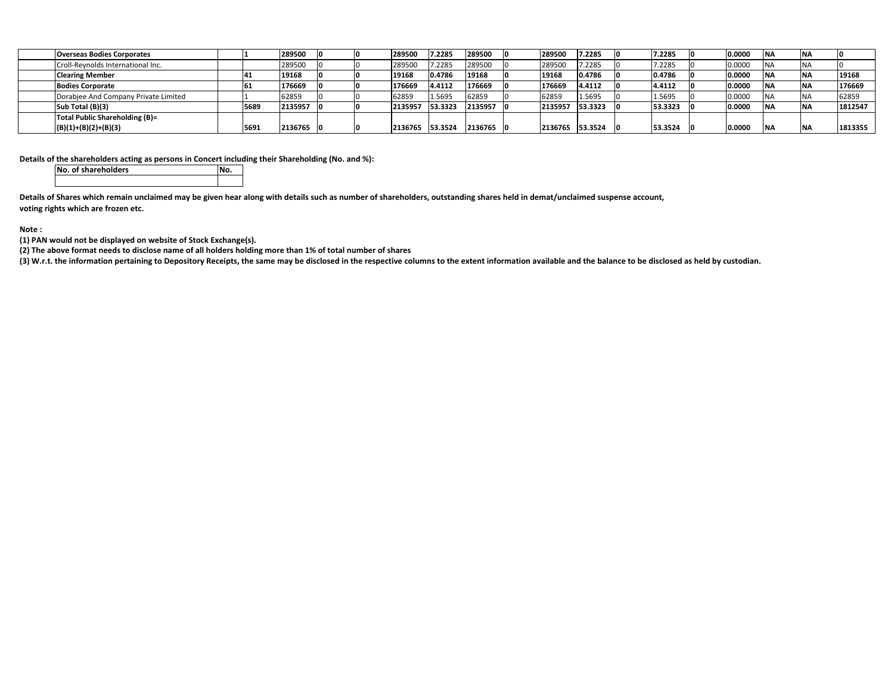| | | | | | | | | | | | | | | | | | | | |
|---|---|---|---|---|---|---|---|---|---|---|---|---|---|---|---|---|---|---|---|
| | **Overseas Bodies Corporates** | | **1** | **289500** | **0** | **0** | **289500** | **7.2285** | **289500** | **0** | **289500** | **7.2285** | **0** | **7.2285** | **0** | **0.0000** | **NA** | **NA** | **0** |
| | Croll-Reynolds International Inc. | | | 289500 | 0 | 0 | 289500 | 7.2285 | 289500 | 0 | 289500 | 7.2285 | 0 | 7.2285 | 0 | 0.0000 | NA | NA | 0 |
| | **Clearing Member** | | **41** | **19168** | **0** | **0** | **19168** | **0.4786** | **19168** | **0** | **19168** | **0.4786** | **0** | **0.4786** | **0** | **0.0000** | **NA** | **NA** | **19168** |
| | **Bodies Corporate** | | **61** | **176669** | **0** | **0** | **176669** | **4.4112** | **176669** | **0** | **176669** | **4.4112** | **0** | **4.4112** | **0** | **0.0000** | **NA** | **NA** | **176669** |
| | Dorabjee And Company Private Limited | | 1 | 62859 | 0 | 0 | 62859 | 1.5695 | 62859 | 0 | 62859 | 1.5695 | 0 | 1.5695 | 0 | 0.0000 | NA | NA | 62859 |
| | **Sub Total (B)(3)** | | **5689** | **2135957** | **0** | **0** | **2135957** | **53.3323** | **2135957** | **0** | **2135957** | **53.3323** | **0** | **53.3323** | **0** | **0.0000** | **NA** | **NA** | **1812547** |
| | **Total Public Shareholding (B)= (B)(1)+(B)(2)+(B)(3)** | | **5691** | **2136765** | **0** | **0** | **2136765** | **53.3524** | **2136765** | **0** | **2136765** | **53.3524** | **0** | **53.3524** | **0** | **0.0000** | **NA** | **NA** | **1813355** |

**Details of the shareholders acting as persons in Concert including their Shareholding (No. and %):**

| No. of shareholders | No. |
|---|---|
| | |

**Details of Shares which remain unclaimed may be given hear along with details such as number of shareholders, outstanding shares held in demat/unclaimed suspense account, voting rights which are frozen etc.**

**Note :**

**(1) PAN would not be displayed on website of Stock Exchange(s).**

**(2) The above format needs to disclose name of all holders holding more than 1% of total number of shares**

**(3) W.r.t. the information pertaining to Depository Receipts, the same may be disclosed in the respective columns to the extent information available and the balance to be disclosed as held by custodian.**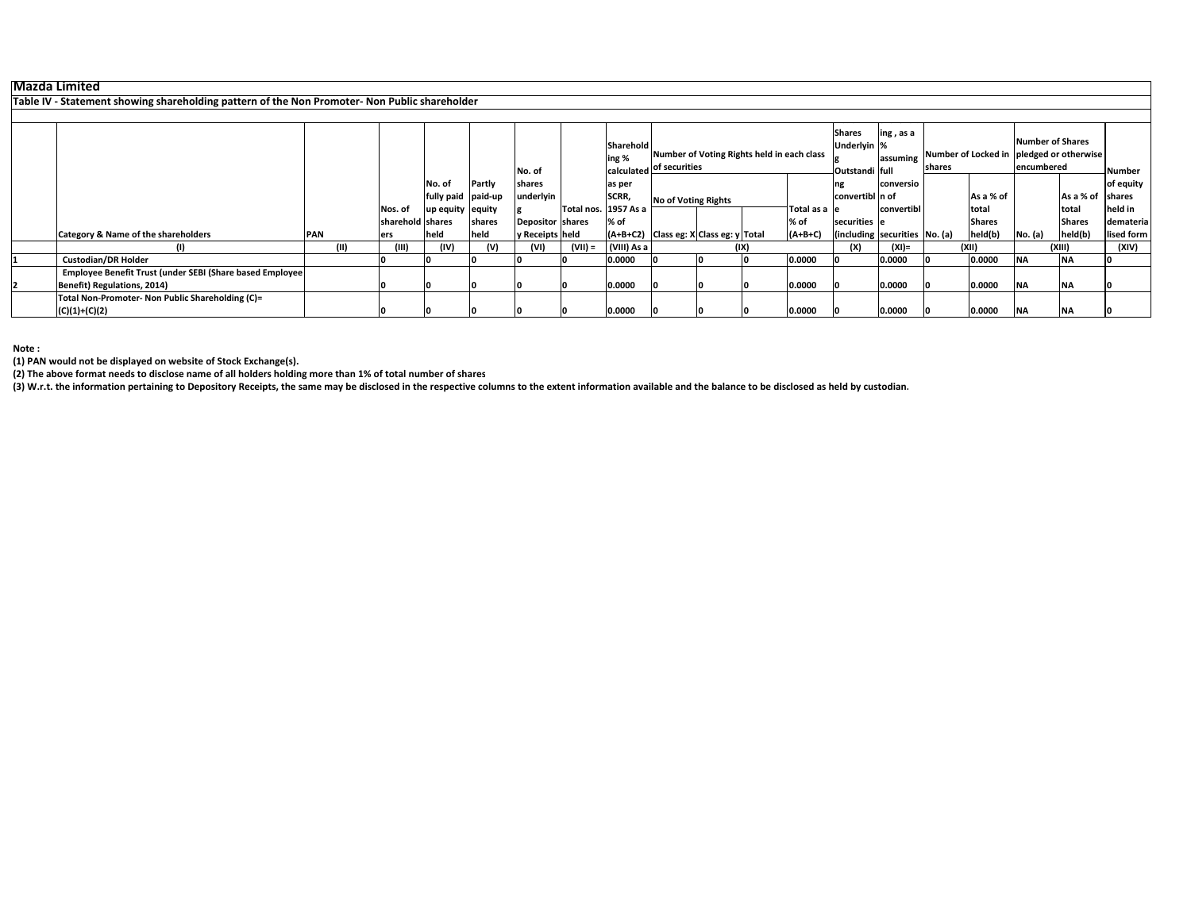## Mazda Limited

### Table IV - Statement showing shareholding pattern of the Non Promoter- Non Public shareholder

| | Category & Name of the shareholders | PAN | Nos. of shareholders | No. of fully paid up equity shares held | Partly paid-up equity shares held | No. of shares underlying Depository Receipts | Total nos. shares held | Shareholding % calculated as per SCRR, 1957 As a % of (A+B+C2) | Number of Voting Rights held in each class of securities | | | | Shares Underlying Outstanding convertible securities (including | Shareholding , as a % assuming full conversion of convertible securities | Number of Locked in shares | | Number of Shares pledged or otherwise encumbered | | Number of equity shares held in dematerialised form |
|---|---|---|---|---|---|---|---|---|---|---|---|---|---|---|---|---|---|---|---|
| | | | | | | | | | No of Voting Rights | | | Total as a % of (A+B+C) | | | No. (a) | As a % of total Shares held(b) | No. (a) | As a % of total Shares held(b) | |
| | | | | | | | | | Class eg: X | Class eg: y | Total | | | | | | | | |
| | (I) | (II) | (III) | (IV) | (V) | (VI) | (VII) = | (VIII) As a | (IX) | | | | (X) | (XI)= | (XII) | | (XIII) | | (XIV) |
| 1 | Custodian/DR Holder | | 0 | 0 | 0 | 0 | 0 | 0.0000 | 0 | 0 | 0 | 0.0000 | 0 | 0.0000 | 0 | 0.0000 | NA | NA | 0 |
| 2 | Employee Benefit Trust (under SEBI (Share based Employee Benefit) Regulations, 2014) | | 0 | 0 | 0 | 0 | 0 | 0.0000 | 0 | 0 | 0 | 0.0000 | 0 | 0.0000 | 0 | 0.0000 | NA | NA | 0 |
| | Total Non-Promoter- Non Public Shareholding (C)= (C)(1)+(C)(2) | | 0 | 0 | 0 | 0 | 0 | 0.0000 | 0 | 0 | 0 | 0.0000 | 0 | 0.0000 | 0 | 0.0000 | NA | NA | 0 |

**Note :**

**(1) PAN would not be displayed on website of Stock Exchange(s).**

**(2) The above format needs to disclose name of all holders holding more than 1% of total number of shares**

**(3) W.r.t. the information pertaining to Depository Receipts, the same may be disclosed in the respective columns to the extent information available and the balance to be disclosed as held by custodian.**